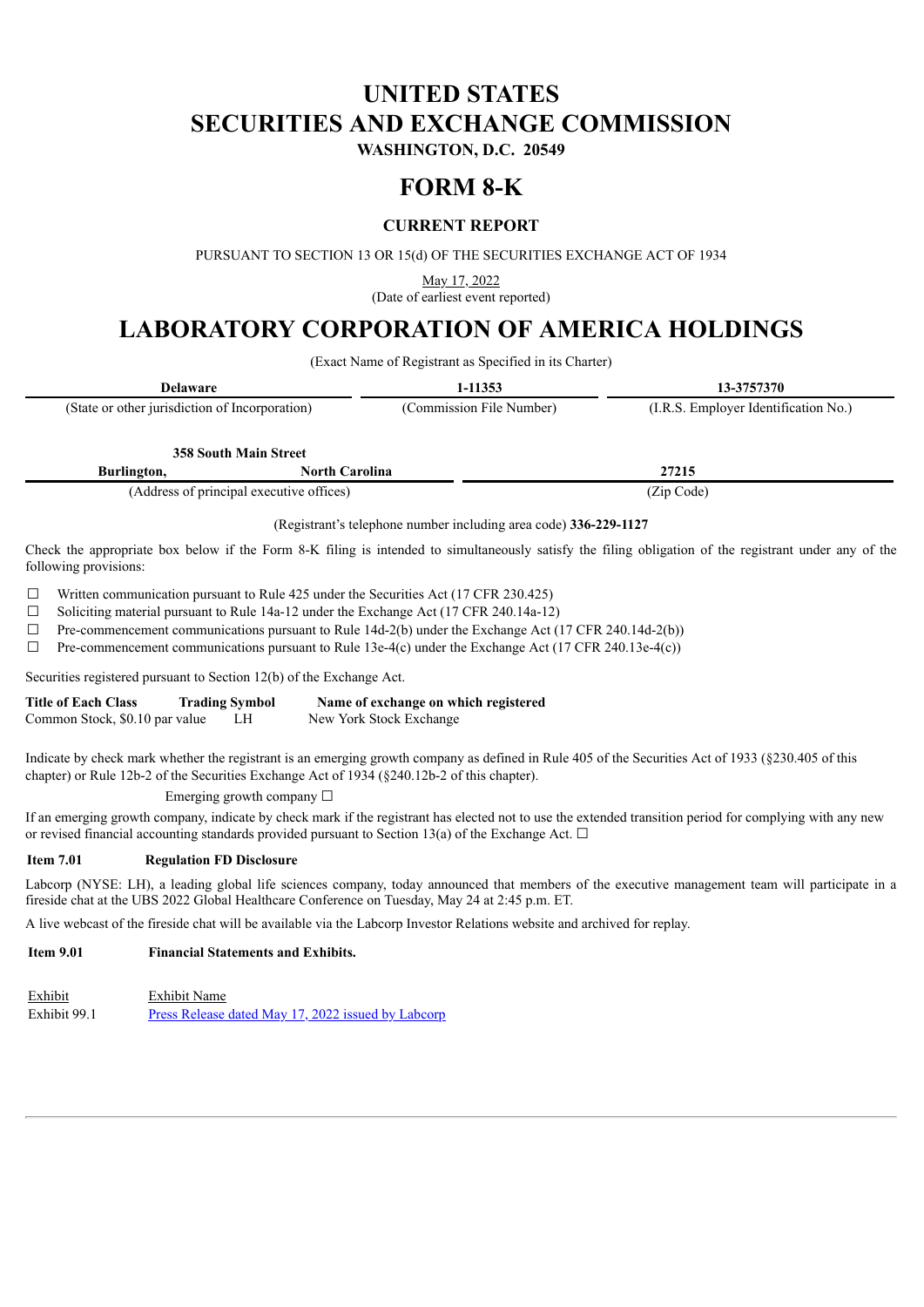# UNITED STATES
# SECURITIES AND EXCHANGE COMMISSION

**WASHINGTON, D.C. 20549**

# FORM 8-K

## CURRENT REPORT

PURSUANT TO SECTION 13 OR 15(d) OF THE SECURITIES EXCHANGE ACT OF 1934

May 17, 2022
(Date of earliest event reported)

# LABORATORY CORPORATION OF AMERICA HOLDINGS

(Exact Name of Registrant as Specified in its Charter)

| Delaware | 1-11353 | 13-3757370 |
|---|---|---|
| (State or other jurisdiction of Incorporation) | (Commission File Number) | (I.R.S. Employer Identification No.) |

| 358 South Main Street Burlington, North Carolina | 27215 |
|---|---|
| (Address of principal executive offices) | (Zip Code) |

(Registrant's telephone number including area code) **336-229-1127**

Check the appropriate box below if the Form 8-K filing is intended to simultaneously satisfy the filing obligation of the registrant under any of the following provisions:

☐ Written communication pursuant to Rule 425 under the Securities Act (17 CFR 230.425)
☐ Soliciting material pursuant to Rule 14a-12 under the Exchange Act (17 CFR 240.14a-12)
☐ Pre-commencement communications pursuant to Rule 14d-2(b) under the Exchange Act (17 CFR 240.14d-2(b))
☐ Pre-commencement communications pursuant to Rule 13e-4(c) under the Exchange Act (17 CFR 240.13e-4(c))

Securities registered pursuant to Section 12(b) of the Exchange Act.

| Title of Each Class | Trading Symbol | Name of exchange on which registered |
|---|---|---|
| Common Stock, $0.10 par value | LH | New York Stock Exchange |

Indicate by check mark whether the registrant is an emerging growth company as defined in Rule 405 of the Securities Act of 1933 (§230.405 of this chapter) or Rule 12b-2 of the Securities Exchange Act of 1934 (§240.12b-2 of this chapter).

Emerging growth company ☐

If an emerging growth company, indicate by check mark if the registrant has elected not to use the extended transition period for complying with any new or revised financial accounting standards provided pursuant to Section 13(a) of the Exchange Act. ☐

**Item 7.01 Regulation FD Disclosure**

Labcorp (NYSE: LH), a leading global life sciences company, today announced that members of the executive management team will participate in a fireside chat at the UBS 2022 Global Healthcare Conference on Tuesday, May 24 at 2:45 p.m. ET.

A live webcast of the fireside chat will be available via the Labcorp Investor Relations website and archived for replay.

**Item 9.01 Financial Statements and Exhibits.**

| Exhibit | Exhibit Name |
|---|---|
| Exhibit 99.1 | Press Release dated May 17, 2022 issued by Labcorp |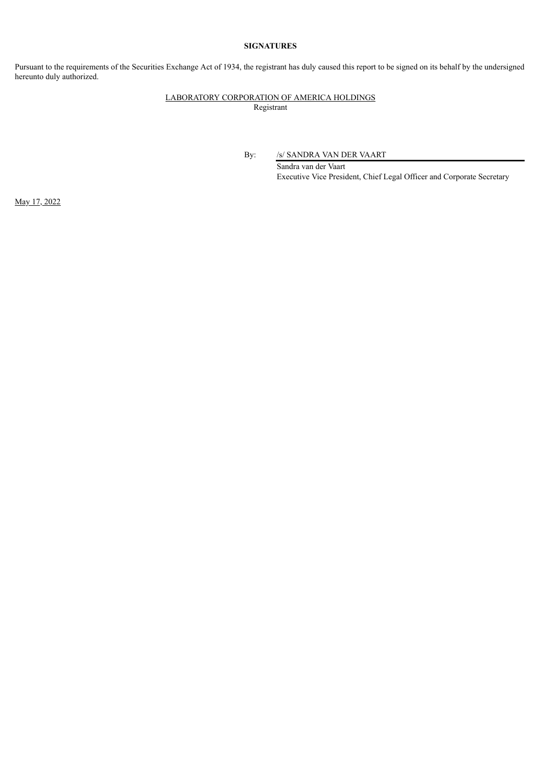**SIGNATURES**

Pursuant to the requirements of the Securities Exchange Act of 1934, the registrant has duly caused this report to be signed on its behalf by the undersigned hereunto duly authorized.

LABORATORY CORPORATION OF AMERICA HOLDINGS
Registrant

By: /s/ SANDRA VAN DER VAART
Sandra van der Vaart
Executive Vice President, Chief Legal Officer and Corporate Secretary

May 17, 2022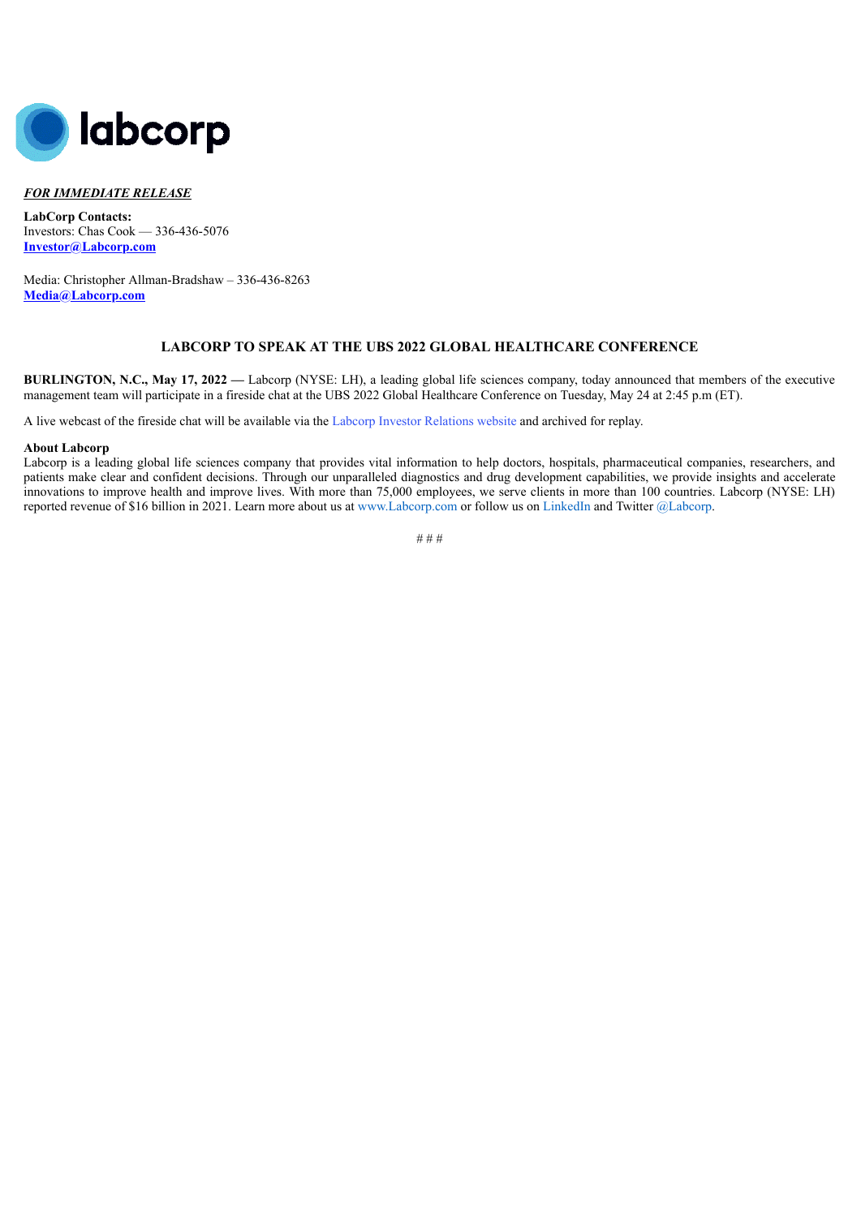labcorp

***FOR IMMEDIATE RELEASE***

**LabCorp Contacts:**
Investors: Chas Cook — 336-436-5076
**Investor@Labcorp.com**

Media: Christopher Allman-Bradshaw – 336-436-8263
**Media@Labcorp.com**

## LABCORP TO SPEAK AT THE UBS 2022 GLOBAL HEALTHCARE CONFERENCE

**BURLINGTON, N.C., May 17, 2022 —** Labcorp (NYSE: LH), a leading global life sciences company, today announced that members of the executive management team will participate in a fireside chat at the UBS 2022 Global Healthcare Conference on Tuesday, May 24 at 2:45 p.m (ET).

A live webcast of the fireside chat will be available via the Labcorp Investor Relations website and archived for replay.

**About Labcorp**
Labcorp is a leading global life sciences company that provides vital information to help doctors, hospitals, pharmaceutical companies, researchers, and patients make clear and confident decisions. Through our unparalleled diagnostics and drug development capabilities, we provide insights and accelerate innovations to improve health and improve lives. With more than 75,000 employees, we serve clients in more than 100 countries. Labcorp (NYSE: LH) reported revenue of $16 billion in 2021. Learn more about us at www.Labcorp.com or follow us on LinkedIn and Twitter @Labcorp.

# # #